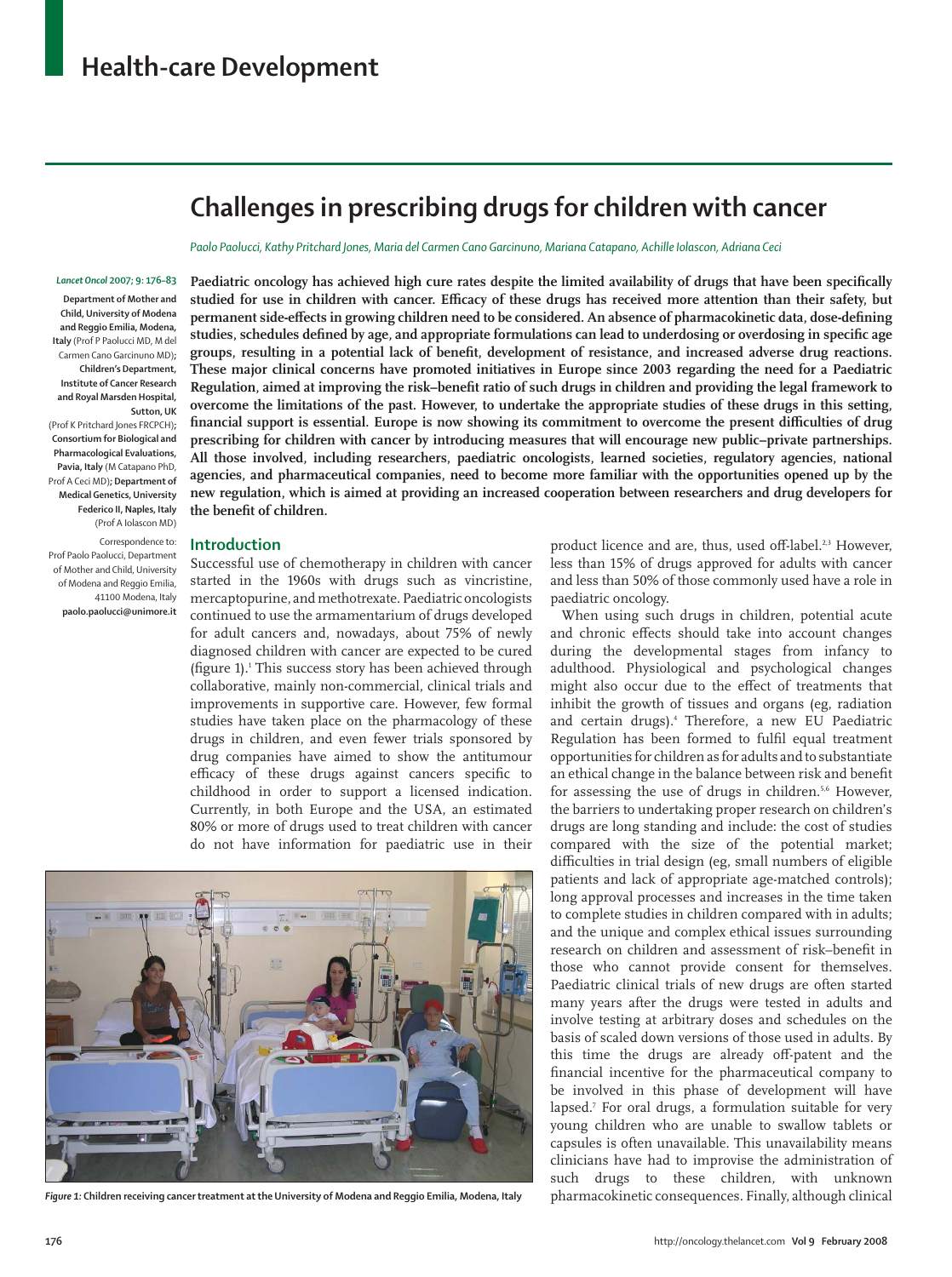## Health-care Development

# Challenges in prescribing drugs for children with cancer

*Paolo Paolucci, Kathy Pritchard Jones, Maria del Carmen Cano Garcinuno, Mariana Catapano, Achille Iolascon, Adriana Ceci*

*Lancet Oncol* 2007; 9: 176–83

**Department of Mother and Child, University of Modena and Reggio Emilia, Modena, Italy** (Prof P Paolucci MD, M del Carmen Cano Garcinuno MD)**; Children's Department, Institute of Cancer Research and Royal Marsden Hospital, Sutton, UK** (Prof K Pritchard Jones FRCPCH)**; Consortium for Biological and Pharmacological Evaluations, Pavia, Italy** (M Catapano PhD, Prof A Ceci MD)**; Department of Medical Genetics, University Federico II, Naples, Italy** (Prof A Iolascon MD)

Correspondence to: Prof Paolo Paolucci, Department of Mother and Child, University of Modena and Reggio Emilia, 41100 Modena, Italy **paolo.paolucci@unimore.it**

**Paediatric oncology has achieved high cure rates despite the limited availability of drugs that have been specifically studied for use in children with cancer. Efficacy of these drugs has received more attention than their safety, but permanent side-effects in growing children need to be considered. An absence of pharmacokinetic data, dose-defining studies, schedules defined by age, and appropriate formulations can lead to underdosing or overdosing in specific age groups, resulting in a potential lack of benefit, development of resistance, and increased adverse drug reactions. These major clinical concerns have promoted initiatives in Europe since 2003 regarding the need for a Paediatric Regulation, aimed at improving the risk–benefit ratio of such drugs in children and providing the legal framework to overcome the limitations of the past. However, to undertake the appropriate studies of these drugs in this setting, financial support is essential. Europe is now showing its commitment to overcome the present difficulties of drug prescribing for children with cancer by introducing measures that will encourage new public–private partnerships. All those involved, including researchers, paediatric oncologists, learned societies, regulatory agencies, national agencies, and pharmaceutical companies, need to become more familiar with the opportunities opened up by the new regulation, which is aimed at providing an increased cooperation between researchers and drug developers for the benefit of children.**

## Introduction

Successful use of chemotherapy in children with cancer started in the 1960s with drugs such as vincristine, mercaptopurine, and methotrexate. Paediatric oncologists continued to use the armamentarium of drugs developed for adult cancers and, nowadays, about 75% of newly diagnosed children with cancer are expected to be cured (figure 1).[1] This success story has been achieved through collaborative, mainly non-commercial, clinical trials and improvements in supportive care. However, few formal studies have taken place on the pharmacology of these drugs in children, and even fewer trials sponsored by drug companies have aimed to show the antitumour efficacy of these drugs against cancers specific to childhood in order to support a licensed indication. Currently, in both Europe and the USA, an estimated 80% or more of drugs used to treat children with cancer do not have information for paediatric use in their product licence and are, thus, used off-label.[2,3] However, less than 15% of drugs approved for adults with cancer and less than 50% of those commonly used have a role in paediatric oncology.

*Figure 1:* **Children receiving cancer treatment at the University of Modena and Reggio Emilia, Modena, Italy**

When using such drugs in children, potential acute and chronic effects should take into account changes during the developmental stages from infancy to adulthood. Physiological and psychological changes might also occur due to the effect of treatments that inhibit the growth of tissues and organs (eg, radiation and certain drugs).[4] Therefore, a new EU Paediatric Regulation has been formed to fulfil equal treatment opportunities for children as for adults and to substantiate an ethical change in the balance between risk and benefit for assessing the use of drugs in children.[5,6] However, the barriers to undertaking proper research on children's drugs are long standing and include: the cost of studies compared with the size of the potential market; difficulties in trial design (eg, small numbers of eligible patients and lack of appropriate age-matched controls); long approval processes and increases in the time taken to complete studies in children compared with in adults; and the unique and complex ethical issues surrounding research on children and assessment of risk–benefit in those who cannot provide consent for themselves. Paediatric clinical trials of new drugs are often started many years after the drugs were tested in adults and involve testing at arbitrary doses and schedules on the basis of scaled down versions of those used in adults. By this time the drugs are already off-patent and the financial incentive for the pharmaceutical company to be involved in this phase of development will have lapsed.[7] For oral drugs, a formulation suitable for very young children who are unable to swallow tablets or capsules is often unavailable. This unavailability means clinicians have had to improvise the administration of such drugs to these children, with unknown pharmacokinetic consequences. Finally, although clinical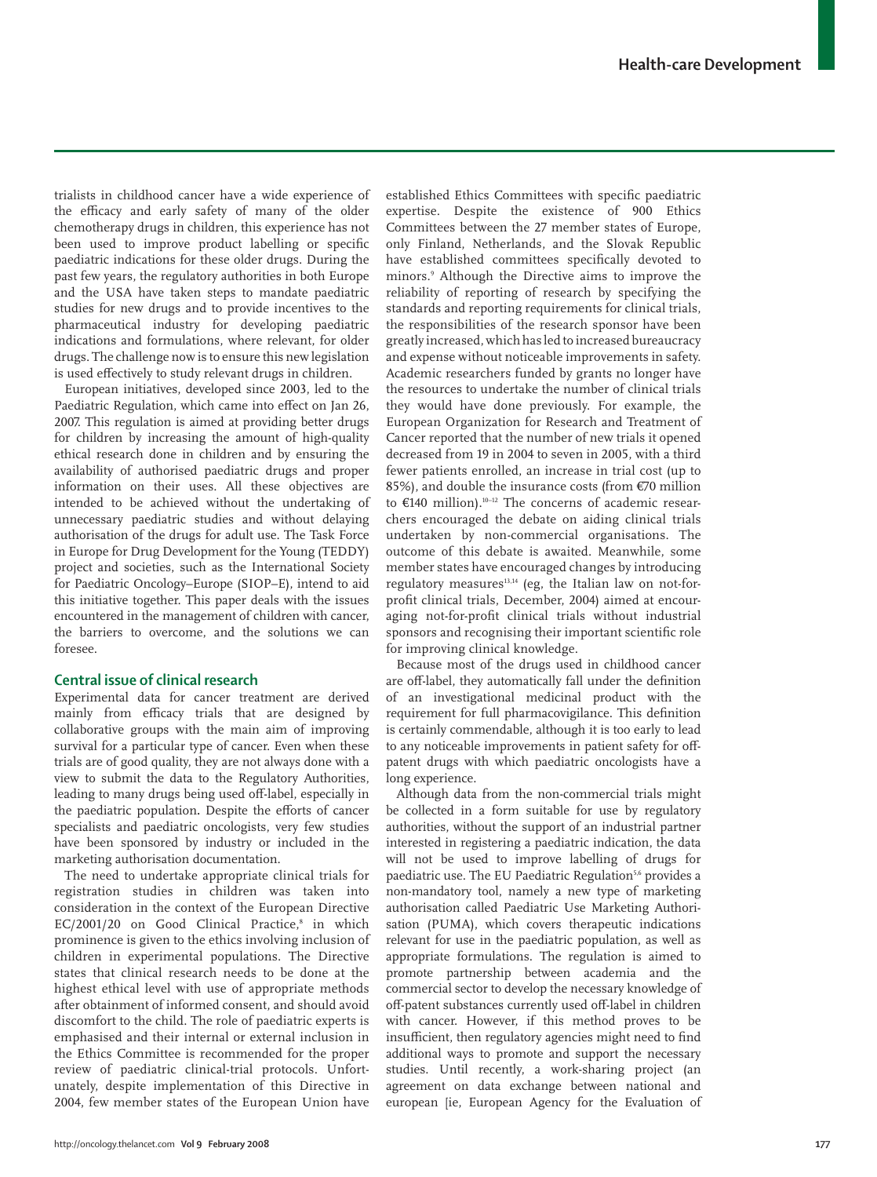trialists in childhood cancer have a wide experience of the efficacy and early safety of many of the older chemotherapy drugs in children, this experience has not been used to improve product labelling or specific paediatric indications for these older drugs. During the past few years, the regulatory authorities in both Europe and the USA have taken steps to mandate paediatric studies for new drugs and to provide incentives to the pharmaceutical industry for developing paediatric indications and formulations, where relevant, for older drugs. The challenge now is to ensure this new legislation is used effectively to study relevant drugs in children.

European initiatives, developed since 2003, led to the Paediatric Regulation, which came into effect on Jan 26, 2007. This regulation is aimed at providing better drugs for children by increasing the amount of high-quality ethical research done in children and by ensuring the availability of authorised paediatric drugs and proper information on their uses. All these objectives are intended to be achieved without the undertaking of unnecessary paediatric studies and without delaying authorisation of the drugs for adult use. The Task Force in Europe for Drug Development for the Young (TEDDY) project and societies, such as the International Society for Paediatric Oncology–Europe (SIOP–E), intend to aid this initiative together. This paper deals with the issues encountered in the management of children with cancer, the barriers to overcome, and the solutions we can foresee.

## Central issue of clinical research

Experimental data for cancer treatment are derived mainly from efficacy trials that are designed by collaborative groups with the main aim of improving survival for a particular type of cancer. Even when these trials are of good quality, they are not always done with a view to submit the data to the Regulatory Authorities, leading to many drugs being used off-label, especially in the paediatric population. Despite the efforts of cancer specialists and paediatric oncologists, very few studies have been sponsored by industry or included in the marketing authorisation documentation.

The need to undertake appropriate clinical trials for registration studies in children was taken into consideration in the context of the European Directive EC/2001/20 on Good Clinical Practice,[8] in which prominence is given to the ethics involving inclusion of children in experimental populations. The Directive states that clinical research needs to be done at the highest ethical level with use of appropriate methods after obtainment of informed consent, and should avoid discomfort to the child. The role of paediatric experts is emphasised and their internal or external inclusion in the Ethics Committee is recommended for the proper review of paediatric clinical-trial protocols. Unfortunately, despite implementation of this Directive in 2004, few member states of the European Union have established Ethics Committees with specific paediatric expertise. Despite the existence of 900 Ethics Committees between the 27 member states of Europe, only Finland, Netherlands, and the Slovak Republic have established committees specifically devoted to minors.[9] Although the Directive aims to improve the reliability of reporting of research by specifying the standards and reporting requirements for clinical trials, the responsibilities of the research sponsor have been greatly increased, which has led to increased bureaucracy and expense without noticeable improvements in safety. Academic researchers funded by grants no longer have the resources to undertake the number of clinical trials they would have done previously. For example, the European Organization for Research and Treatment of Cancer reported that the number of new trials it opened decreased from 19 in 2004 to seven in 2005, with a third fewer patients enrolled, an increase in trial cost (up to 85%), and double the insurance costs (from €70 million to €140 million).[10–12] The concerns of academic researchers encouraged the debate on aiding clinical trials undertaken by non-commercial organisations. The outcome of this debate is awaited. Meanwhile, some member states have encouraged changes by introducing regulatory measures[13,14] (eg, the Italian law on not-for-profit clinical trials, December, 2004) aimed at encouraging not-for-profit clinical trials without industrial sponsors and recognising their important scientific role for improving clinical knowledge.

Because most of the drugs used in childhood cancer are off-label, they automatically fall under the definition of an investigational medicinal product with the requirement for full pharmacovigilance. This definition is certainly commendable, although it is too early to lead to any noticeable improvements in patient safety for off-patent drugs with which paediatric oncologists have a long experience.

Although data from the non-commercial trials might be collected in a form suitable for use by regulatory authorities, without the support of an industrial partner interested in registering a paediatric indication, the data will not be used to improve labelling of drugs for paediatric use. The EU Paediatric Regulation[5,6] provides a non-mandatory tool, namely a new type of marketing authorisation called Paediatric Use Marketing Authorisation (PUMA), which covers therapeutic indications relevant for use in the paediatric population, as well as appropriate formulations. The regulation is aimed to promote partnership between academia and the commercial sector to develop the necessary knowledge of off-patent substances currently used off-label in children with cancer. However, if this method proves to be insufficient, then regulatory agencies might need to find additional ways to promote and support the necessary studies. Until recently, a work-sharing project (an agreement on data exchange between national and european [ie, European Agency for the Evaluation of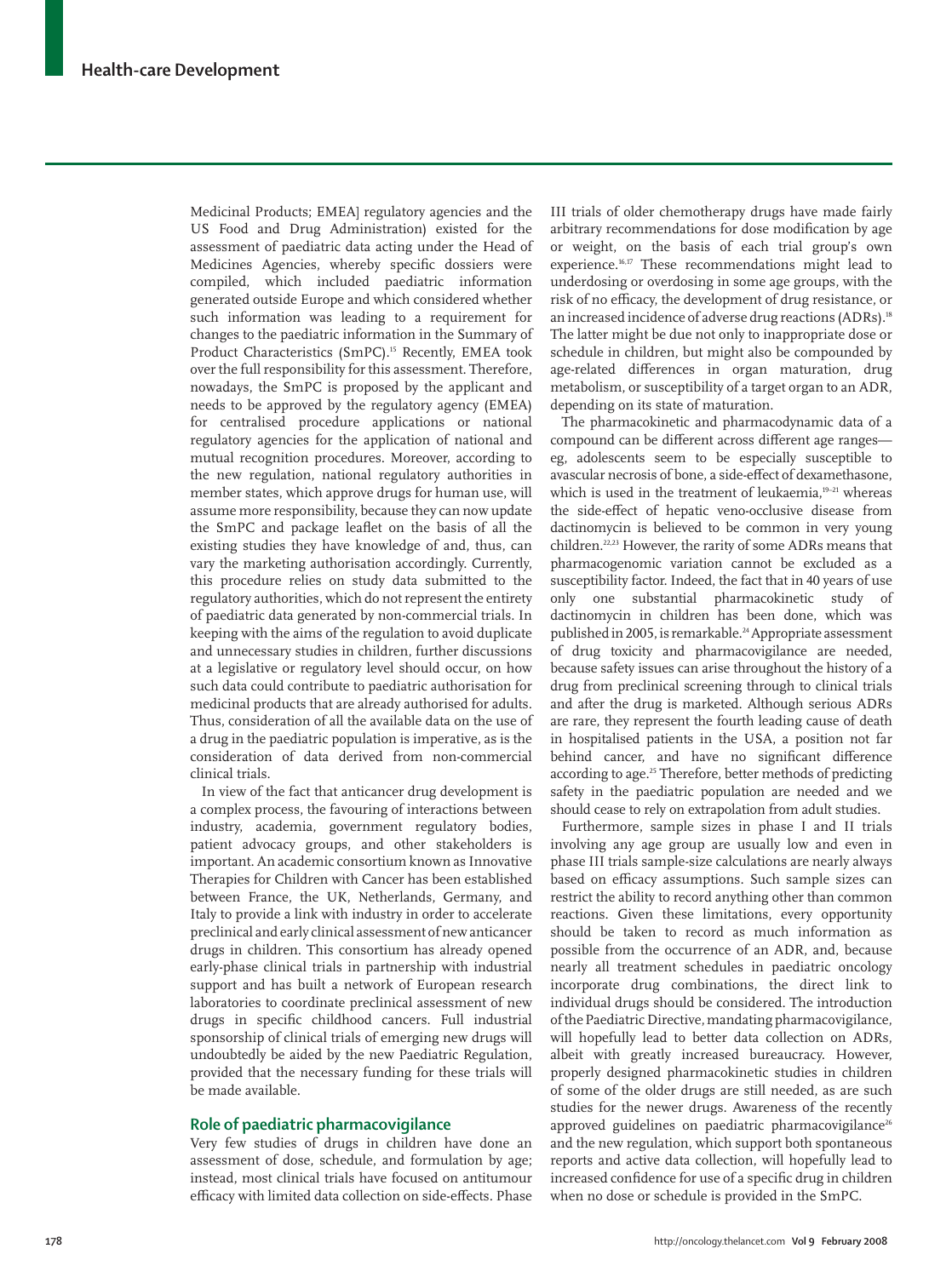Medicinal Products; EMEA] regulatory agencies and the US Food and Drug Administration) existed for the assessment of paediatric data acting under the Head of Medicines Agencies, whereby specific dossiers were compiled, which included paediatric information generated outside Europe and which considered whether such information was leading to a requirement for changes to the paediatric information in the Summary of Product Characteristics (SmPC).[15] Recently, EMEA took over the full responsibility for this assessment. Therefore, nowadays, the SmPC is proposed by the applicant and needs to be approved by the regulatory agency (EMEA) for centralised procedure applications or national regulatory agencies for the application of national and mutual recognition procedures. Moreover, according to the new regulation, national regulatory authorities in member states, which approve drugs for human use, will assume more responsibility, because they can now update the SmPC and package leaflet on the basis of all the existing studies they have knowledge of and, thus, can vary the marketing authorisation accordingly. Currently, this procedure relies on study data submitted to the regulatory authorities, which do not represent the entirety of paediatric data generated by non-commercial trials. In keeping with the aims of the regulation to avoid duplicate and unnecessary studies in children, further discussions at a legislative or regulatory level should occur, on how such data could contribute to paediatric authorisation for medicinal products that are already authorised for adults. Thus, consideration of all the available data on the use of a drug in the paediatric population is imperative, as is the consideration of data derived from non-commercial clinical trials.

In view of the fact that anticancer drug development is a complex process, the favouring of interactions between industry, academia, government regulatory bodies, patient advocacy groups, and other stakeholders is important. An academic consortium known as Innovative Therapies for Children with Cancer has been established between France, the UK, Netherlands, Germany, and Italy to provide a link with industry in order to accelerate preclinical and early clinical assessment of new anticancer drugs in children. This consortium has already opened early-phase clinical trials in partnership with industrial support and has built a network of European research laboratories to coordinate preclinical assessment of new drugs in specific childhood cancers. Full industrial sponsorship of clinical trials of emerging new drugs will undoubtedly be aided by the new Paediatric Regulation, provided that the necessary funding for these trials will be made available.

## Role of paediatric pharmacovigilance

Very few studies of drugs in children have done an assessment of dose, schedule, and formulation by age; instead, most clinical trials have focused on antitumour efficacy with limited data collection on side-effects. Phase III trials of older chemotherapy drugs have made fairly arbitrary recommendations for dose modification by age or weight, on the basis of each trial group's own experience.[16,17] These recommendations might lead to underdosing or overdosing in some age groups, with the risk of no efficacy, the development of drug resistance, or an increased incidence of adverse drug reactions (ADRs).[18] The latter might be due not only to inappropriate dose or schedule in children, but might also be compounded by age-related differences in organ maturation, drug metabolism, or susceptibility of a target organ to an ADR, depending on its state of maturation.

The pharmacokinetic and pharmacodynamic data of a compound can be different across different age ranges—eg, adolescents seem to be especially susceptible to avascular necrosis of bone, a side-effect of dexamethasone, which is used in the treatment of leukaemia,[19–21] whereas the side-effect of hepatic veno-occlusive disease from dactinomycin is believed to be common in very young children.[22,23] However, the rarity of some ADRs means that pharmacogenomic variation cannot be excluded as a susceptibility factor. Indeed, the fact that in 40 years of use only one substantial pharmacokinetic study of dactinomycin in children has been done, which was published in 2005, is remarkable.[24] Appropriate assessment of drug toxicity and pharmacovigilance are needed, because safety issues can arise throughout the history of a drug from preclinical screening through to clinical trials and after the drug is marketed. Although serious ADRs are rare, they represent the fourth leading cause of death in hospitalised patients in the USA, a position not far behind cancer, and have no significant difference according to age.[25] Therefore, better methods of predicting safety in the paediatric population are needed and we should cease to rely on extrapolation from adult studies.

Furthermore, sample sizes in phase I and II trials involving any age group are usually low and even in phase III trials sample-size calculations are nearly always based on efficacy assumptions. Such sample sizes can restrict the ability to record anything other than common reactions. Given these limitations, every opportunity should be taken to record as much information as possible from the occurrence of an ADR, and, because nearly all treatment schedules in paediatric oncology incorporate drug combinations, the direct link to individual drugs should be considered. The introduction of the Paediatric Directive, mandating pharmacovigilance, will hopefully lead to better data collection on ADRs, albeit with greatly increased bureaucracy. However, properly designed pharmacokinetic studies in children of some of the older drugs are still needed, as are such studies for the newer drugs. Awareness of the recently approved guidelines on paediatric pharmacovigilance[26] and the new regulation, which support both spontaneous reports and active data collection, will hopefully lead to increased confidence for use of a specific drug in children when no dose or schedule is provided in the SmPC.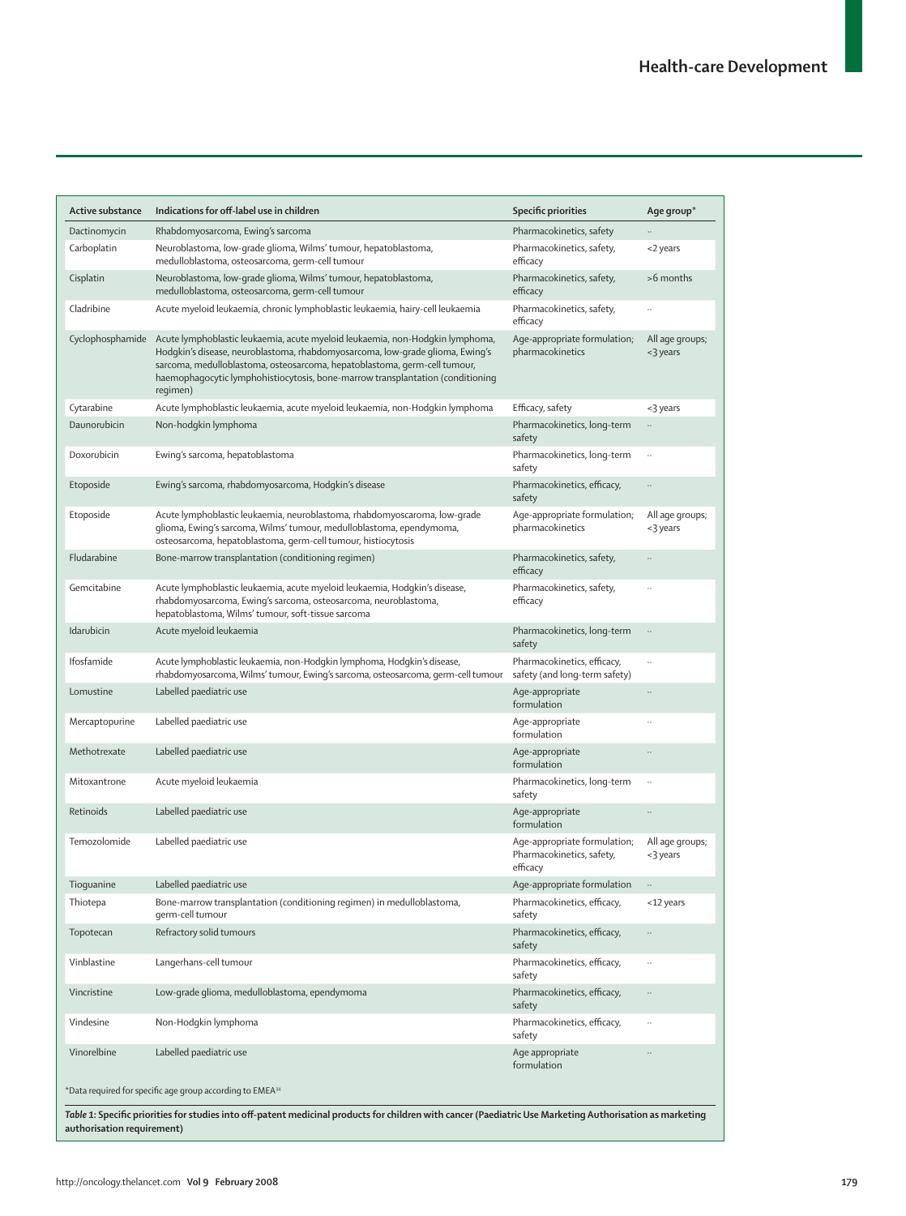| Active substance | Indications for off-label use in children | Specific priorities | Age group* |
|---|---|---|---|
| Dactinomycin | Rhabdomyosarcoma, Ewing's sarcoma | Pharmacokinetics, safety | .. |
| Carboplatin | Neuroblastoma, low-grade glioma, Wilms' tumour, hepatoblastoma, medulloblastoma, osteosarcoma, germ-cell tumour | Pharmacokinetics, safety, efficacy | <2 years |
| Cisplatin | Neuroblastoma, low-grade glioma, Wilms' tumour, hepatoblastoma, medulloblastoma, osteosarcoma, germ-cell tumour | Pharmacokinetics, safety, efficacy | >6 months |
| Cladribine | Acute myeloid leukaemia, chronic lymphoblastic leukaemia, hairy-cell leukaemia | Pharmacokinetics, safety, efficacy | .. |
| Cyclophosphamide | Acute lymphoblastic leukaemia, acute myeloid leukaemia, non-Hodgkin lymphoma, Hodgkin's disease, neuroblastoma, rhabdomyosarcoma, low-grade glioma, Ewing's sarcoma, medulloblastoma, osteosarcoma, hepatoblastoma, germ-cell tumour, haemophagocytic lymphohistiocytosis, bone-marrow transplantation (conditioning regimen) | Age-appropriate formulation; pharmacokinetics | All age groups; <3 years |
| Cytarabine | Acute lymphoblastic leukaemia, acute myeloid leukaemia, non-Hodgkin lymphoma | Efficacy, safety | <3 years |
| Daunorubicin | Non-hodgkin lymphoma | Pharmacokinetics, long-term safety | .. |
| Doxorubicin | Ewing's sarcoma, hepatoblastoma | Pharmacokinetics, long-term safety | .. |
| Etoposide | Ewing's sarcoma, rhabdomyosarcoma, Hodgkin's disease | Pharmacokinetics, efficacy, safety | .. |
| Etoposide | Acute lymphoblastic leukaemia, neuroblastoma, rhabdomyoscaroma, low-grade glioma, Ewing's sarcoma, Wilms' tumour, medulloblastoma, ependymoma, osteosarcoma, hepatoblastoma, germ-cell tumour, histiocytosis | Age-appropriate formulation; pharmacokinetics | All age groups; <3 years |
| Fludarabine | Bone-marrow transplantation (conditioning regimen) | Pharmacokinetics, safety, efficacy | .. |
| Gemcitabine | Acute lymphoblastic leukaemia, acute myeloid leukaemia, Hodgkin's disease, rhabdomyosarcoma, Ewing's sarcoma, osteosarcoma, neuroblastoma, hepatoblastoma, Wilms' tumour, soft-tissue sarcoma | Pharmacokinetics, safety, efficacy | .. |
| Idarubicin | Acute myeloid leukaemia | Pharmacokinetics, long-term safety | .. |
| Ifosfamide | Acute lymphoblastic leukaemia, non-Hodgkin lymphoma, Hodgkin's disease, rhabdomyosarcoma, Wilms' tumour, Ewing's sarcoma, osteosarcoma, germ-cell tumour | Pharmacokinetics, efficacy, safety (and long-term safety) | .. |
| Lomustine | Labelled paediatric use | Age-appropriate formulation | .. |
| Mercaptopurine | Labelled paediatric use | Age-appropriate formulation | .. |
| Methotrexate | Labelled paediatric use | Age-appropriate formulation | .. |
| Mitoxantrone | Acute myeloid leukaemia | Pharmacokinetics, long-term safety | .. |
| Retinoids | Labelled paediatric use | Age-appropriate formulation | .. |
| Temozolomide | Labelled paediatric use | Age-appropriate formulation; Pharmacokinetics, safety, efficacy | All age groups; <3 years |
| Tioguanine | Labelled paediatric use | Age-appropriate formulation | .. |
| Thiotepa | Bone-marrow transplantation (conditioning regimen) in medulloblastoma, germ-cell tumour | Pharmacokinetics, efficacy, safety | <12 years |
| Topotecan | Refractory solid tumours | Pharmacokinetics, efficacy, safety | .. |
| Vinblastine | Langerhans-cell tumour | Pharmacokinetics, efficacy, safety | .. |
| Vincristine | Low-grade glioma, medulloblastoma, ependymoma | Pharmacokinetics, efficacy, safety | .. |
| Vindesine | Non-Hodgkin lymphoma | Pharmacokinetics, efficacy, safety | .. |
| Vinorelbine | Labelled paediatric use | Age appropriate formulation | .. |

*Data required for specific age group according to EMEA[34]

***Table 1:* Specific priorities for studies into off-patent medicinal products for children with cancer (Paediatric Use Marketing Authorisation as marketing authorisation requirement)**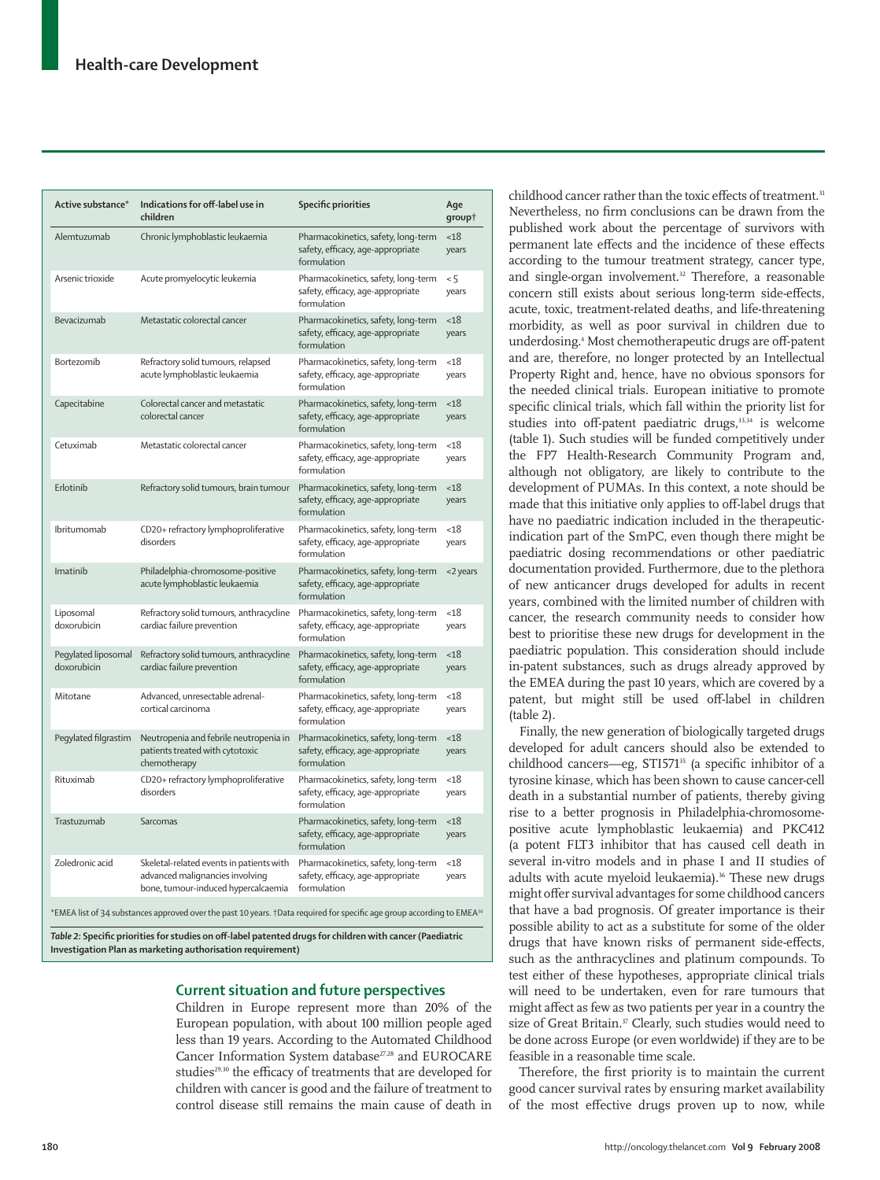| Active substance* | Indications for off-label use in children | Specific priorities | Age group† |
|---|---|---|---|
| Alemtuzumab | Chronic lymphoblastic leukaemia | Pharmacokinetics, safety, long-term safety, efficacy, age-appropriate formulation | <18 years |
| Arsenic trioxide | Acute promyelocytic leukemia | Pharmacokinetics, safety, long-term safety, efficacy, age-appropriate formulation | < 5 years |
| Bevacizumab | Metastatic colorectal cancer | Pharmacokinetics, safety, long-term safety, efficacy, age-appropriate formulation | <18 years |
| Bortezomib | Refractory solid tumours, relapsed acute lymphoblastic leukaemia | Pharmacokinetics, safety, long-term safety, efficacy, age-appropriate formulation | <18 years |
| Capecitabine | Colorectal cancer and metastatic colorectal cancer | Pharmacokinetics, safety, long-term safety, efficacy, age-appropriate formulation | <18 years |
| Cetuximab | Metastatic colorectal cancer | Pharmacokinetics, safety, long-term safety, efficacy, age-appropriate formulation | <18 years |
| Erlotinib | Refractory solid tumours, brain tumour | Pharmacokinetics, safety, long-term safety, efficacy, age-appropriate formulation | <18 years |
| Ibritumomab | CD20+ refractory lymphoproliferative disorders | Pharmacokinetics, safety, long-term safety, efficacy, age-appropriate formulation | <18 years |
| Imatinib | Philadelphia-chromosome-positive acute lymphoblastic leukaemia | Pharmacokinetics, safety, long-term safety, efficacy, age-appropriate formulation | <2 years |
| Liposomal doxorubicin | Refractory solid tumours, anthracycline cardiac failure prevention | Pharmacokinetics, safety, long-term safety, efficacy, age-appropriate formulation | <18 years |
| Pegylated liposomal doxorubicin | Refractory solid tumours, anthracycline cardiac failure prevention | Pharmacokinetics, safety, long-term safety, efficacy, age-appropriate formulation | <18 years |
| Mitotane | Advanced, unresectable adrenal-cortical carcinoma | Pharmacokinetics, safety, long-term safety, efficacy, age-appropriate formulation | <18 years |
| Pegylated filgrastim | Neutropenia and febrile neutropenia in patients treated with cytotoxic chemotherapy | Pharmacokinetics, safety, long-term safety, efficacy, age-appropriate formulation | <18 years |
| Rituximab | CD20+ refractory lymphoproliferative disorders | Pharmacokinetics, safety, long-term safety, efficacy, age-appropriate formulation | <18 years |
| Trastuzumab | Sarcomas | Pharmacokinetics, safety, long-term safety, efficacy, age-appropriate formulation | <18 years |
| Zoledronic acid | Skeletal-related events in patients with advanced malignancies involving bone, tumour-induced hypercalcaemia | Pharmacokinetics, safety, long-term safety, efficacy, age-appropriate formulation | <18 years |

*EMEA list of 34 substances approved over the past 10 years. †Data required for specific age group according to EMEA[34]

*Table 2:* **Specific priorities for studies on off-label patented drugs for children with cancer (Paediatric Investigation Plan as marketing authorisation requirement)**

## Current situation and future perspectives

Children in Europe represent more than 20% of the European population, with about 100 million people aged less than 19 years. According to the Automated Childhood Cancer Information System database[27,28] and EUROCARE studies[29,30] the efficacy of treatments that are developed for children with cancer is good and the failure of treatment to control disease still remains the main cause of death in childhood cancer rather than the toxic effects of treatment.[31] Nevertheless, no firm conclusions can be drawn from the published work about the percentage of survivors with permanent late effects and the incidence of these effects according to the tumour treatment strategy, cancer type, and single-organ involvement.[32] Therefore, a reasonable concern still exists about serious long-term side-effects, acute, toxic, treatment-related deaths, and life-threatening morbidity, as well as poor survival in children due to underdosing.[4] Most chemotherapeutic drugs are off-patent and are, therefore, no longer protected by an Intellectual Property Right and, hence, have no obvious sponsors for the needed clinical trials. European initiative to promote specific clinical trials, which fall within the priority list for studies into off-patent paediatric drugs,[33,34] is welcome (table 1). Such studies will be funded competitively under the FP7 Health-Research Community Program and, although not obligatory, are likely to contribute to the development of PUMAs. In this context, a note should be made that this initiative only applies to off-label drugs that have no paediatric indication included in the therapeutic-indication part of the SmPC, even though there might be paediatric dosing recommendations or other paediatric documentation provided. Furthermore, due to the plethora of new anticancer drugs developed for adults in recent years, combined with the limited number of children with cancer, the research community needs to consider how best to prioritise these new drugs for development in the paediatric population. This consideration should include in-patent substances, such as drugs already approved by the EMEA during the past 10 years, which are covered by a patent, but might still be used off-label in children (table 2).

Finally, the new generation of biologically targeted drugs developed for adult cancers should also be extended to childhood cancers—eg, STI571[35] (a specific inhibitor of a tyrosine kinase, which has been shown to cause cancer-cell death in a substantial number of patients, thereby giving rise to a better prognosis in Philadelphia-chromosome-positive acute lymphoblastic leukaemia) and PKC412 (a potent FLT3 inhibitor that has caused cell death in several in-vitro models and in phase I and II studies of adults with acute myeloid leukaemia).[36] These new drugs might offer survival advantages for some childhood cancers that have a bad prognosis. Of greater importance is their possible ability to act as a substitute for some of the older drugs that have known risks of permanent side-effects, such as the anthracyclines and platinum compounds. To test either of these hypotheses, appropriate clinical trials will need to be undertaken, even for rare tumours that might affect as few as two patients per year in a country the size of Great Britain.[37] Clearly, such studies would need to be done across Europe (or even worldwide) if they are to be feasible in a reasonable time scale.

Therefore, the first priority is to maintain the current good cancer survival rates by ensuring market availability of the most effective drugs proven up to now, while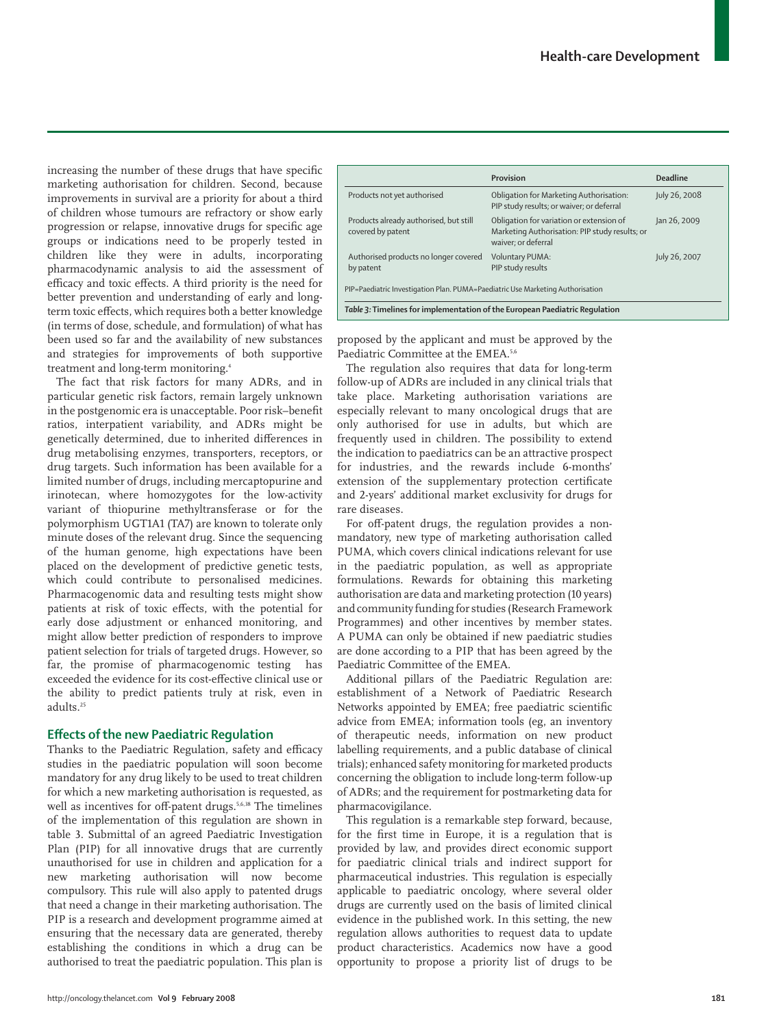increasing the number of these drugs that have specific marketing authorisation for children. Second, because improvements in survival are a priority for about a third of children whose tumours are refractory or show early progression or relapse, innovative drugs for specific age groups or indications need to be properly tested in children like they were in adults, incorporating pharmacodynamic analysis to aid the assessment of efficacy and toxic effects. A third priority is the need for better prevention and understanding of early and long-term toxic effects, which requires both a better knowledge (in terms of dose, schedule, and formulation) of what has been used so far and the availability of new substances and strategies for improvements of both supportive treatment and long-term monitoring.[4]

The fact that risk factors for many ADRs, and in particular genetic risk factors, remain largely unknown in the postgenomic era is unacceptable. Poor risk–benefit ratios, interpatient variability, and ADRs might be genetically determined, due to inherited differences in drug metabolising enzymes, transporters, receptors, or drug targets. Such information has been available for a limited number of drugs, including mercaptopurine and irinotecan, where homozygotes for the low-activity variant of thiopurine methyltransferase or for the polymorphism UGT1A1 (TA7) are known to tolerate only minute doses of the relevant drug. Since the sequencing of the human genome, high expectations have been placed on the development of predictive genetic tests, which could contribute to personalised medicines. Pharmacogenomic data and resulting tests might show patients at risk of toxic effects, with the potential for early dose adjustment or enhanced monitoring, and might allow better prediction of responders to improve patient selection for trials of targeted drugs. However, so far, the promise of pharmacogenomic testing has exceeded the evidence for its cost-effective clinical use or the ability to predict patients truly at risk, even in adults.[25]

## Effects of the new Paediatric Regulation

Thanks to the Paediatric Regulation, safety and efficacy studies in the paediatric population will soon become mandatory for any drug likely to be used to treat children for which a new marketing authorisation is requested, as well as incentives for off-patent drugs.[5,6,38] The timelines of the implementation of this regulation are shown in table 3. Submittal of an agreed Paediatric Investigation Plan (PIP) for all innovative drugs that are currently unauthorised for use in children and application for a new marketing authorisation will now become compulsory. This rule will also apply to patented drugs that need a change in their marketing authorisation. The PIP is a research and development programme aimed at ensuring that the necessary data are generated, thereby establishing the conditions in which a drug can be authorised to treat the paediatric population. This plan is proposed by the applicant and must be approved by the Paediatric Committee at the EMEA.[5,6]

| | Provision | Deadline |
|---|---|---|
| Products not yet authorised | Obligation for Marketing Authorisation: PIP study results; or waiver; or deferral | July 26, 2008 |
| Products already authorised, but still covered by patent | Obligation for variation or extension of Marketing Authorisation: PIP study results; or waiver; or deferral | Jan 26, 2009 |
| Authorised products no longer covered by patent | Voluntary PUMA: PIP study results | July 26, 2007 |

PIP=Paediatric Investigation Plan. PUMA=Paediatric Use Marketing Authorisation

*Table 3:* **Timelines for implementation of the European Paediatric Regulation**

The regulation also requires that data for long-term follow-up of ADRs are included in any clinical trials that take place. Marketing authorisation variations are especially relevant to many oncological drugs that are only authorised for use in adults, but which are frequently used in children. The possibility to extend the indication to paediatrics can be an attractive prospect for industries, and the rewards include 6-months' extension of the supplementary protection certificate and 2-years' additional market exclusivity for drugs for rare diseases.

For off-patent drugs, the regulation provides a non-mandatory, new type of marketing authorisation called PUMA, which covers clinical indications relevant for use in the paediatric population, as well as appropriate formulations. Rewards for obtaining this marketing authorisation are data and marketing protection (10 years) and community funding for studies (Research Framework Programmes) and other incentives by member states. A PUMA can only be obtained if new paediatric studies are done according to a PIP that has been agreed by the Paediatric Committee of the EMEA.

Additional pillars of the Paediatric Regulation are: establishment of a Network of Paediatric Research Networks appointed by EMEA; free paediatric scientific advice from EMEA; information tools (eg, an inventory of therapeutic needs, information on new product labelling requirements, and a public database of clinical trials); enhanced safety monitoring for marketed products concerning the obligation to include long-term follow-up of ADRs; and the requirement for postmarketing data for pharmacovigilance.

This regulation is a remarkable step forward, because, for the first time in Europe, it is a regulation that is provided by law, and provides direct economic support for paediatric clinical trials and indirect support for pharmaceutical industries. This regulation is especially applicable to paediatric oncology, where several older drugs are currently used on the basis of limited clinical evidence in the published work. In this setting, the new regulation allows authorities to request data to update product characteristics. Academics now have a good opportunity to propose a priority list of drugs to be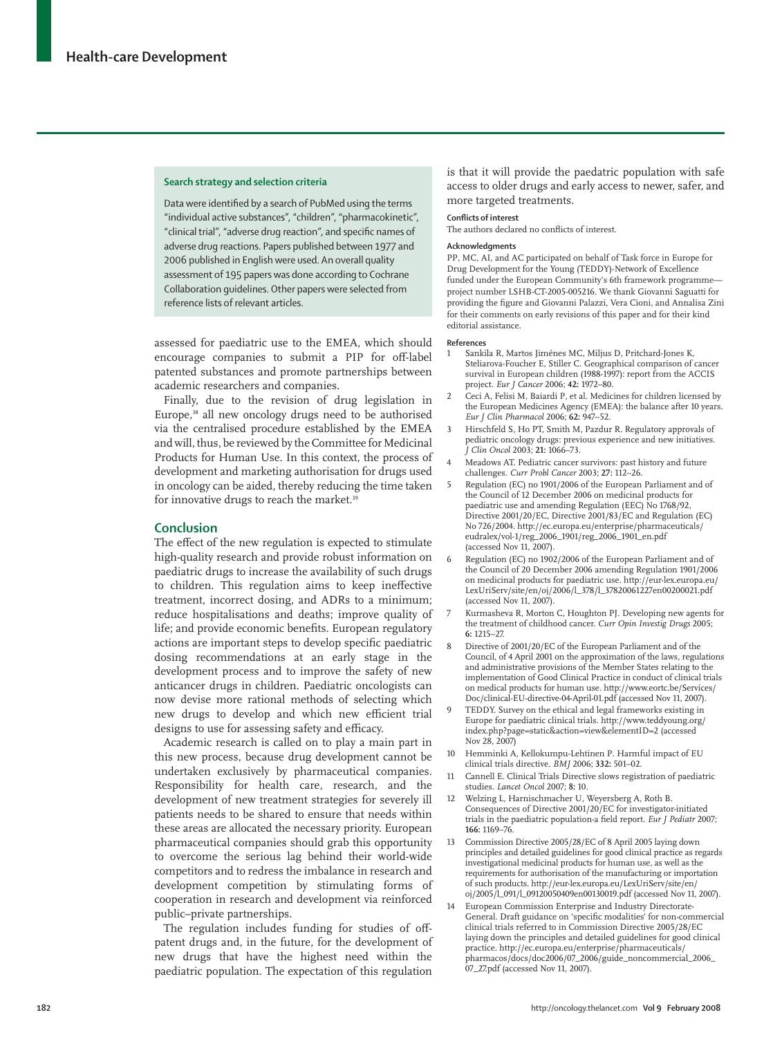### Search strategy and selection criteria

Data were identified by a search of PubMed using the terms "individual active substances", "children", "pharmacokinetic", "clinical trial", "adverse drug reaction", and specific names of adverse drug reactions. Papers published between 1977 and 2006 published in English were used. An overall quality assessment of 195 papers was done according to Cochrane Collaboration guidelines. Other papers were selected from reference lists of relevant articles.

assessed for paediatric use to the EMEA, which should encourage companies to submit a PIP for off-label patented substances and promote partnerships between academic researchers and companies.

Finally, due to the revision of drug legislation in Europe,[38] all new oncology drugs need to be authorised via the centralised procedure established by the EMEA and will, thus, be reviewed by the Committee for Medicinal Products for Human Use. In this context, the process of development and marketing authorisation for drugs used in oncology can be aided, thereby reducing the time taken for innovative drugs to reach the market.[39]

## Conclusion

The effect of the new regulation is expected to stimulate high-quality research and provide robust information on paediatric drugs to increase the availability of such drugs to children. This regulation aims to keep ineffective treatment, incorrect dosing, and ADRs to a minimum; reduce hospitalisations and deaths; improve quality of life; and provide economic benefits. European regulatory actions are important steps to develop specific paediatric dosing recommendations at an early stage in the development process and to improve the safety of new anticancer drugs in children. Paediatric oncologists can now devise more rational methods of selecting which new drugs to develop and which new efficient trial designs to use for assessing safety and efficacy.

Academic research is called on to play a main part in this new process, because drug development cannot be undertaken exclusively by pharmaceutical companies. Responsibility for health care, research, and the development of new treatment strategies for severely ill patients needs to be shared to ensure that needs within these areas are allocated the necessary priority. European pharmaceutical companies should grab this opportunity to overcome the serious lag behind their world-wide competitors and to redress the imbalance in research and development competition by stimulating forms of cooperation in research and development via reinforced public–private partnerships.

The regulation includes funding for studies of off-patent drugs and, in the future, for the development of new drugs that have the highest need within the paediatric population. The expectation of this regulation is that it will provide the paediatric population with safe access to older drugs and early access to newer, safer, and more targeted treatments.

#### Conflicts of interest

The authors declared no conflicts of interest.

#### Acknowledgments

PP, MC, AI, and AC participated on behalf of Task force in Europe for Drug Development for the Young (TEDDY)-Network of Excellence funded under the European Community's 6th framework programme—project number LSHB-CT-2005-005216. We thank Giovanni Saguatti for providing the figure and Giovanni Palazzi, Vera Cioni, and Annalisa Zini for their comments on early revisions of this paper and for their kind editorial assistance.

#### References

1. Sankila R, Martos Jiménes MC, Miljus D, Pritchard-Jones K, Steliarova-Foucher E, Stiller C. Geographical comparison of cancer survival in European children (1988-1997): report from the ACCIS project. *Eur J Cancer* 2006; **42:** 1972–80.
2. Ceci A, Felisi M, Baiardi P, et al. Medicines for children licensed by the European Medicines Agency (EMEA): the balance after 10 years. *Eur J Clin Pharmacol* 2006; **62:** 947–52.
3. Hirschfeld S, Ho PT, Smith M, Pazdur R. Regulatory approvals of pediatric oncology drugs: previous experience and new initiatives. *J Clin Oncol* 2003; **21:** 1066–73.
4. Meadows AT. Pediatric cancer survivors: past history and future challenges. *Curr Probl Cancer* 2003; **27:** 112–26.
5. Regulation (EC) no 1901/2006 of the European Parliament and of the Council of 12 December 2006 on medicinal products for paediatric use and amending Regulation (EEC) No 1768/92, Directive 2001/20/EC, Directive 2001/83/EC and Regulation (EC) No 726/2004. http://ec.europa.eu/enterprise/pharmaceuticals/eudralex/vol-1/reg_2006_1901/reg_2006_1901_en.pdf (accessed Nov 11, 2007).
6. Regulation (EC) no 1902/2006 of the European Parliament and of the Council of 20 December 2006 amending Regulation 1901/2006 on medicinal products for paediatric use. http://eur-lex.europa.eu/LexUriServ/site/en/oj/2006/l_378/l_37820061227en00200021.pdf (accessed Nov 11, 2007).
7. Kurmasheva R, Morton C, Houghton PJ. Developing new agents for the treatment of childhood cancer. *Curr Opin Investig Drugs* 2005; **6:** 1215–27.
8. Directive of 2001/20/EC of the European Parliament and of the Council, of 4 April 2001 on the approximation of the laws, regulations and administrative provisions of the Member States relating to the implementation of Good Clinical Practice in conduct of clinical trials on medical products for human use. http://www.eortc.be/Services/Doc/clinical-EU-directive-04-April-01.pdf (accessed Nov 11, 2007).
9. TEDDY. Survey on the ethical and legal frameworks existing in Europe for paediatric clinical trials. http://www.teddyoung.org/index.php?page=static&action=view&elementID=2 (accessed Nov 28, 2007)
10. Hemminki A, Kellokumpu-Lehtinen P. Harmful impact of EU clinical trials directive. *BMJ* 2006; **332:** 501–02.
11. Cannell E. Clinical Trials Directive slows registration of paediatric studies. *Lancet Oncol* 2007; **8:** 10.
12. Welzing L, Harnischmacher U, Weyersberg A, Roth B. Consequences of Directive 2001/20/EC for investigator-initiated trials in the paediatric population-a field report. *Eur J Pediatr* 2007; **166:** 1169–76.
13. Commission Directive 2005/28/EC of 8 April 2005 laying down principles and detailed guidelines for good clinical practice as regards investigational medicinal products for human use, as well as the requirements for authorisation of the manufacturing or importation of such products. http://eur-lex.europa.eu/LexUriServ/site/en/oj/2005/l_091/l_09120050409en00130019.pdf (accessed Nov 11, 2007).
14. European Commission Enterprise and Industry Directorate-General. Draft guidance on 'specific modalities' for non-commercial clinical trials referred to in Commission Directive 2005/28/EC laying down the principles and detailed guidelines for good clinical practice. http://ec.europa.eu/enterprise/pharmaceuticals/pharmacos/docs/doc2006/07_2006/guide_noncommercial_2006_07_27.pdf (accessed Nov 11, 2007).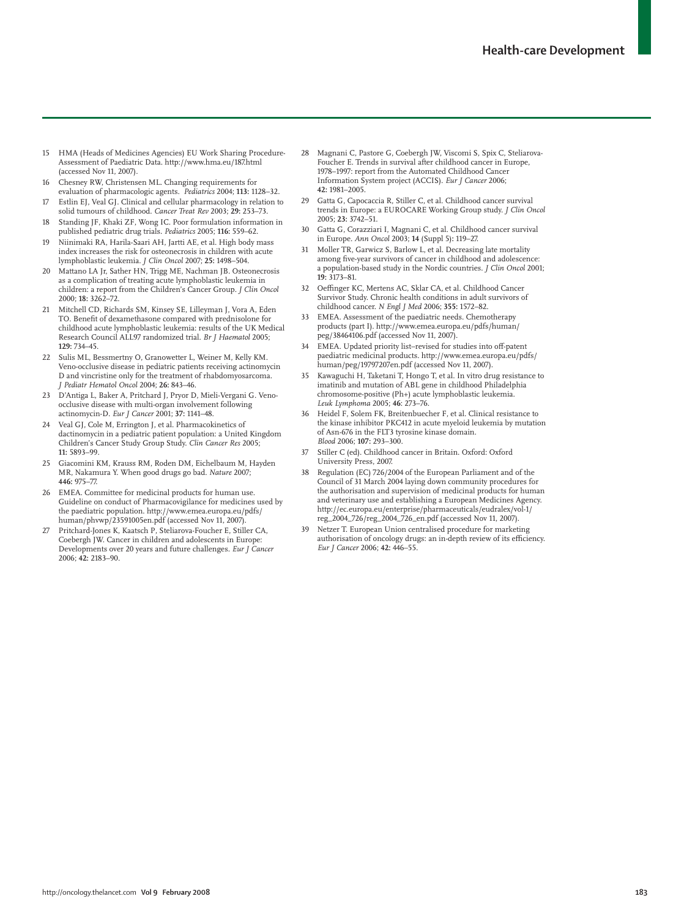15 HMA (Heads of Medicines Agencies) EU Work Sharing Procedure-Assessment of Paediatric Data. http://www.hma.eu/187.html (accessed Nov 11, 2007).

16 Chesney RW, Christensen ML. Changing requirements for evaluation of pharmacologic agents. *Pediatrics* 2004; **113:** 1128–32.

17 Estlin EJ, Veal GJ. Clinical and cellular pharmacology in relation to solid tumours of childhood. *Cancer Treat Rev* 2003; **29:** 253–73.

18 Standing JF, Khaki ZF, Wong IC. Poor formulation information in published pediatric drug trials. *Pediatrics* 2005; **116:** 559–62.

19 Niinimaki RA, Harila-Saari AH, Jartti AE, et al. High body mass index increases the risk for osteonecrosis in children with acute lymphoblastic leukemia. *J Clin Oncol* 2007; **25:** 1498–504.

20 Mattano LA Jr, Sather HN, Trigg ME, Nachman JB. Osteonecrosis as a complication of treating acute lymphoblastic leukemia in children: a report from the Children's Cancer Group. *J Clin Oncol* 2000; **18:** 3262–72.

21 Mitchell CD, Richards SM, Kinsey SE, Lilleyman J, Vora A, Eden TO. Benefit of dexamethasone compared with prednisolone for childhood acute lymphoblastic leukemia: results of the UK Medical Research Council ALL97 randomized trial. *Br J Haematol* 2005; **129:** 734–45.

22 Sulis ML, Bessmertny O, Granowetter L, Weiner M, Kelly KM. Veno-occlusive disease in pediatric patients receiving actinomycin D and vincristine only for the treatment of rhabdomyosarcoma. *J Pediatr Hematol Oncol* 2004; **26:** 843–46.

23 D'Antiga L, Baker A, Pritchard J, Pryor D, Mieli-Vergani G. Veno-occlusive disease with multi-organ involvement following actinomycin-D. *Eur J Cancer* 2001; **37:** 1141–48.

24 Veal GJ, Cole M, Errington J, et al. Pharmacokinetics of dactinomycin in a pediatric patient population: a United Kingdom Children's Cancer Study Group Study. *Clin Cancer Res* 2005; **11:** 5893–99.

25 Giacomini KM, Krauss RM, Roden DM, Eichelbaum M, Hayden MR, Nakamura Y. When good drugs go bad. *Nature* 2007; **446:** 975–77.

26 EMEA. Committee for medicinal products for human use. Guideline on conduct of Pharmacovigilance for medicines used by the paediatric population. http://www.emea.europa.eu/pdfs/human/phvwp/23591005en.pdf (accessed Nov 11, 2007).

27 Pritchard-Jones K, Kaatsch P, Steliarova-Foucher E, Stiller CA, Coebergh JW. Cancer in children and adolescents in Europe: Developments over 20 years and future challenges. *Eur J Cancer* 2006; **42:** 2183–90.

28 Magnani C, Pastore G, Coebergh JW, Viscomi S, Spix C, Steliarova-Foucher E. Trends in survival after childhood cancer in Europe, 1978–1997: report from the Automated Childhood Cancer Information System project (ACCIS). *Eur J Cancer* 2006; **42:** 1981–2005.

29 Gatta G, Capocaccia R, Stiller C, et al. Childhood cancer survival trends in Europe: a EUROCARE Working Group study. *J Clin Oncol* 2005; **23:** 3742–51.

30 Gatta G, Corazziari I, Magnani C, et al. Childhood cancer survival in Europe. *Ann Oncol* 2003; **14** (Suppl 5): 119–27.

31 Moller TR, Garwicz S, Barlow L, et al. Decreasing late mortality among five-year survivors of cancer in childhood and adolescence: a population-based study in the Nordic countries. *J Clin Oncol* 2001; **19:** 3173–81.

32 Oeffinger KC, Mertens AC, Sklar CA, et al. Childhood Cancer Survivor Study. Chronic health conditions in adult survivors of childhood cancer. *N Engl J Med* 2006; **355:** 1572–82.

33 EMEA. Assessment of the paediatric needs. Chemotherapy products (part I). http://www.emea.europa.eu/pdfs/human/peg/38464106.pdf (accessed Nov 11, 2007).

34 EMEA. Updated priority list–revised for studies into off-patent paediatric medicinal products. http://www.emea.europa.eu/pdfs/human/peg/19797207en.pdf (accessed Nov 11, 2007).

35 Kawaguchi H, Taketani T, Hongo T, et al. In vitro drug resistance to imatinib and mutation of ABL gene in childhood Philadelphia chromosome-positive (Ph+) acute lymphoblastic leukemia. *Leuk Lymphoma* 2005; **46**: 273–76.

36 Heidel F, Solem FK, Breitenbuecher F, et al. Clinical resistance to the kinase inhibitor PKC412 in acute myeloid leukemia by mutation of Asn-676 in the FLT3 tyrosine kinase domain. *Blood* 2006; **107:** 293–300.

37 Stiller C (ed). Childhood cancer in Britain. Oxford: Oxford University Press, 2007.

38 Regulation (EC) 726/2004 of the European Parliament and of the Council of 31 March 2004 laying down community procedures for the authorisation and supervision of medicinal products for human and veterinary use and establishing a European Medicines Agency. http://ec.europa.eu/enterprise/pharmaceuticals/eudralex/vol-1/reg_2004_726/reg_2004_726_en.pdf (accessed Nov 11, 2007).

39 Netzer T. European Union centralised procedure for marketing authorisation of oncology drugs: an in-depth review of its efficiency. *Eur J Cancer* 2006; **42:** 446–55.